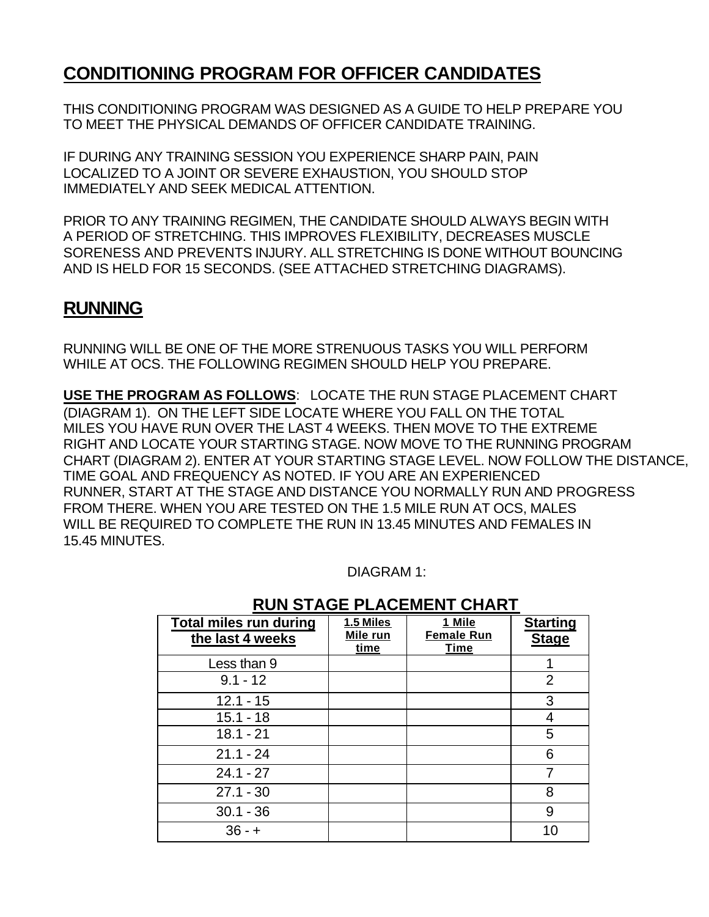# CONDITIONING PROGRAM FOR OFFICER CANDIDATES

THIS CONDITIONING PROGRAM WAS DESIGNED AS A GUIDE TO HELP PREPARE YOU TO MEET THE PHYSICAL DEMANDS OF OFFICER CANDIDATE TRAINING.

IF DURING ANY TRAINING SESSION YOU EXPERIENCE SHARP PAIN, PAIN LOCALIZED TO A JOINT OR SEVERE EXHAUSTION, YOU SHOULD STOP IMMEDIATELY AND SEEK MEDICAL ATTENTION.

PRIOR TO ANY TRAINING REGIMEN, THE CANDIDATE SHOULD ALWAYS BEGIN WITH A PERIOD OF STRETCHING. THIS IMPROVES FLEXIBILITY, DECREASES MUSCLE SORENESS AND PREVENTS INJURY. ALL STRETCHING IS DONE WITHOUT BOUNCING AND IS HELD FOR 15 SECONDS. (SEE ATTACHED STRETCHING DIAGRAMS).

## RUNNING

RUNNING WILL BE ONE OF THE MORE STRENUOUS TASKS YOU WILL PERFORM WHILE AT OCS. THE FOLLOWING REGIMEN SHOULD HELP YOU PREPARE.

**USE THE PROGRAM AS FOLLOWS**: LOCATE THE RUN STAGE PLACEMENT CHART (DIAGRAM 1). ON THE LEFT SIDE LOCATE WHERE YOU FALL ON THE TOTAL MILES YOU HAVE RUN OVER THE LAST 4 WEEKS. THEN MOVE TO THE EXTREME RIGHT AND LOCATE YOUR STARTING STAGE. NOW MOVE TO THE RUNNING PROGRAM CHART (DIAGRAM 2). ENTER AT YOUR STARTING STAGE LEVEL. NOW FOLLOW THE DISTANCE, TIME GOAL AND FREQUENCY AS NOTED. IF YOU ARE AN EXPERIENCED RUNNER, START AT THE STAGE AND DISTANCE YOU NORMALLY RUN AND PROGRESS FROM THERE. WHEN YOU ARE TESTED ON THE 1.5 MILE RUN AT OCS, MALES WILL BE REQUIRED TO COMPLETE THE RUN IN 13.45 MINUTES AND FEMALES IN 15.45 MINUTES.

DIAGRAM 1:

**RUN STAGE PLACEMENT CHART**

| Total miles run during the last 4 weeks | 1.5 Miles Mile run time | 1 Mile Female Run Time | Starting Stage |
|---|---|---|---|
| Less than 9 | | | 1 |
| 9.1 - 12 | | | 2 |
| 12.1 - 15 | | | 3 |
| 15.1 - 18 | | | 4 |
| 18.1 - 21 | | | 5 |
| 21.1 - 24 | | | 6 |
| 24.1 - 27 | | | 7 |
| 27.1 - 30 | | | 8 |
| 30.1 - 36 | | | 9 |
| 36 - + | | | 10 |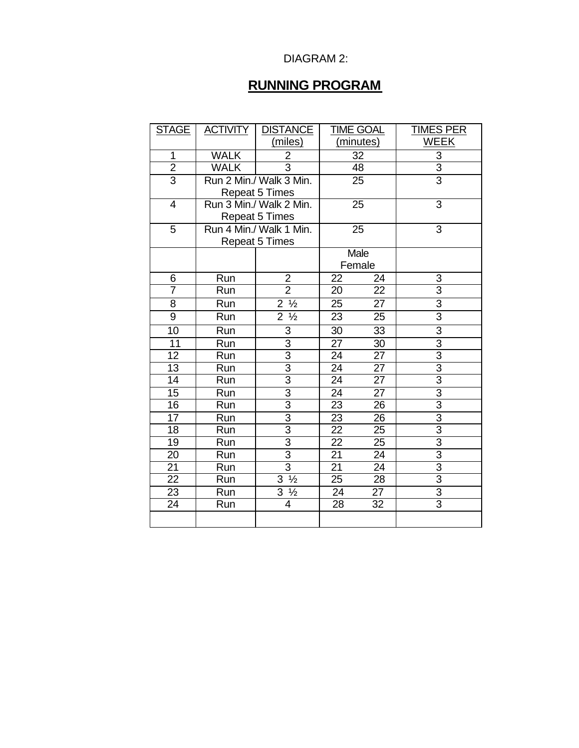DIAGRAM 2:

## RUNNING PROGRAM

| STAGE | ACTIVITY | DISTANCE (miles) | TIME GOAL (minutes) | | TIMES PER WEEK |
|---|---|---|---|---|---|
| 1 | WALK | 2 | 32 | | 3 |
| 2 | WALK | 3 | 48 | | 3 |
| 3 | Run 2 Min./ Walk 3 Min. Repeat 5 Times | | 25 | | 3 |
| 4 | Run 3 Min./ Walk 2 Min. Repeat 5 Times | | 25 | | 3 |
| 5 | Run 4 Min./ Walk 1 Min. Repeat 5 Times | | 25 | | 3 |
| | | | Male | Female | |
| 6 | Run | 2 | 22 | 24 | 3 |
| 7 | Run | 2 | 20 | 22 | 3 |
| 8 | Run | 2 ½ | 25 | 27 | 3 |
| 9 | Run | 2 ½ | 23 | 25 | 3 |
| 10 | Run | 3 | 30 | 33 | 3 |
| 11 | Run | 3 | 27 | 30 | 3 |
| 12 | Run | 3 | 24 | 27 | 3 |
| 13 | Run | 3 | 24 | 27 | 3 |
| 14 | Run | 3 | 24 | 27 | 3 |
| 15 | Run | 3 | 24 | 27 | 3 |
| 16 | Run | 3 | 23 | 26 | 3 |
| 17 | Run | 3 | 23 | 26 | 3 |
| 18 | Run | 3 | 22 | 25 | 3 |
| 19 | Run | 3 | 22 | 25 | 3 |
| 20 | Run | 3 | 21 | 24 | 3 |
| 21 | Run | 3 | 21 | 24 | 3 |
| 22 | Run | 3 ½ | 25 | 28 | 3 |
| 23 | Run | 3 ½ | 24 | 27 | 3 |
| 24 | Run | 4 | 28 | 32 | 3 |
| | | | | | |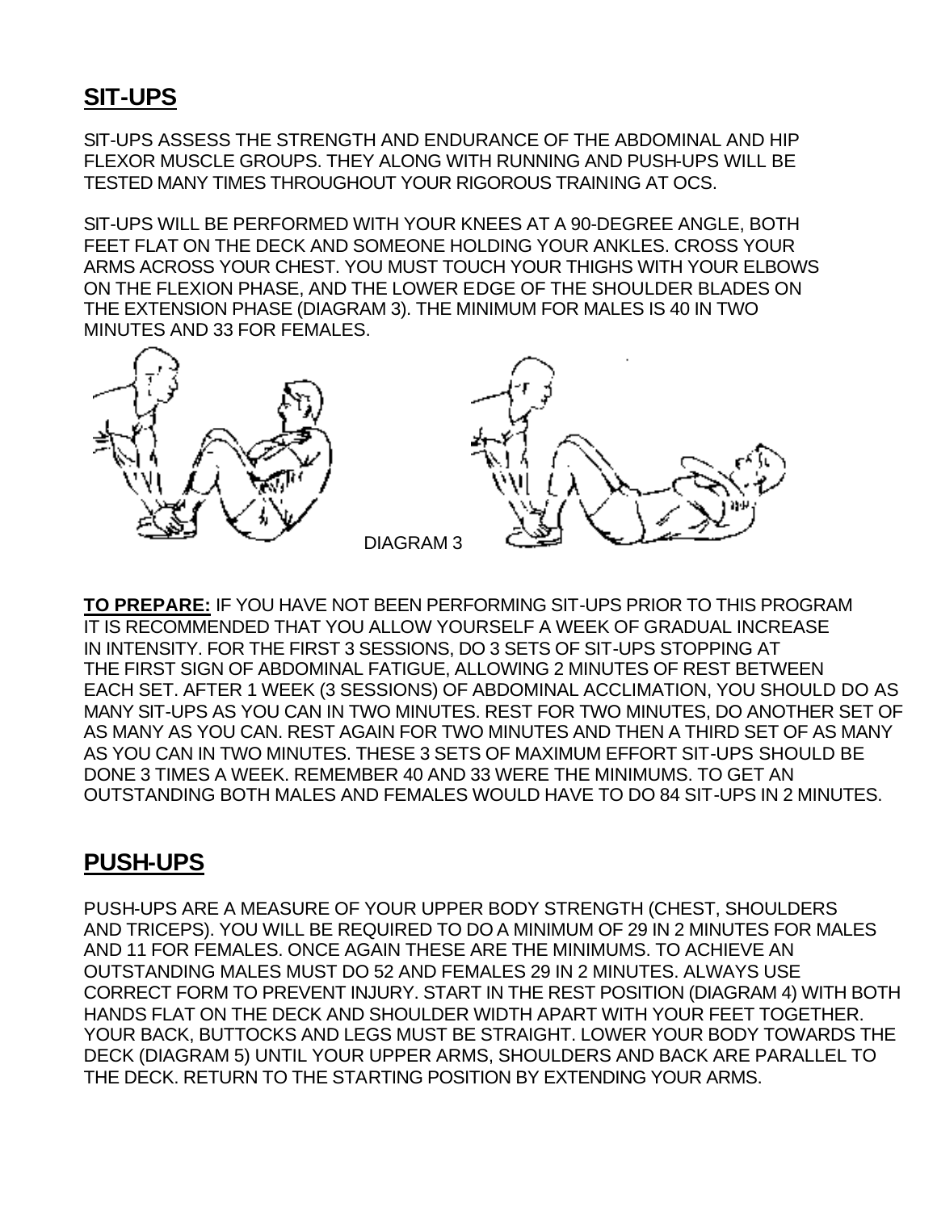## SIT-UPS

SIT-UPS ASSESS THE STRENGTH AND ENDURANCE OF THE ABDOMINAL AND HIP FLEXOR MUSCLE GROUPS. THEY ALONG WITH RUNNING AND PUSH-UPS WILL BE TESTED MANY TIMES THROUGHOUT YOUR RIGOROUS TRAINING AT OCS.

SIT-UPS WILL BE PERFORMED WITH YOUR KNEES AT A 90-DEGREE ANGLE, BOTH FEET FLAT ON THE DECK AND SOMEONE HOLDING YOUR ANKLES. CROSS YOUR ARMS ACROSS YOUR CHEST. YOU MUST TOUCH YOUR THIGHS WITH YOUR ELBOWS ON THE FLEXION PHASE, AND THE LOWER EDGE OF THE SHOULDER BLADES ON THE EXTENSION PHASE (DIAGRAM 3). THE MINIMUM FOR MALES IS 40 IN TWO MINUTES AND 33 FOR FEMALES.

DIAGRAM 3

**TO PREPARE:** IF YOU HAVE NOT BEEN PERFORMING SIT-UPS PRIOR TO THIS PROGRAM IT IS RECOMMENDED THAT YOU ALLOW YOURSELF A WEEK OF GRADUAL INCREASE IN INTENSITY. FOR THE FIRST 3 SESSIONS, DO 3 SETS OF SIT-UPS STOPPING AT THE FIRST SIGN OF ABDOMINAL FATIGUE, ALLOWING 2 MINUTES OF REST BETWEEN EACH SET. AFTER 1 WEEK (3 SESSIONS) OF ABDOMINAL ACCLIMATION, YOU SHOULD DO AS MANY SIT-UPS AS YOU CAN IN TWO MINUTES. REST FOR TWO MINUTES, DO ANOTHER SET OF AS MANY AS YOU CAN. REST AGAIN FOR TWO MINUTES AND THEN A THIRD SET OF AS MANY AS YOU CAN IN TWO MINUTES. THESE 3 SETS OF MAXIMUM EFFORT SIT-UPS SHOULD BE DONE 3 TIMES A WEEK. REMEMBER 40 AND 33 WERE THE MINIMUMS. TO GET AN OUTSTANDING BOTH MALES AND FEMALES WOULD HAVE TO DO 84 SIT-UPS IN 2 MINUTES.

## PUSH-UPS

PUSH-UPS ARE A MEASURE OF YOUR UPPER BODY STRENGTH (CHEST, SHOULDERS AND TRICEPS). YOU WILL BE REQUIRED TO DO A MINIMUM OF 29 IN 2 MINUTES FOR MALES AND 11 FOR FEMALES. ONCE AGAIN THESE ARE THE MINIMUMS. TO ACHIEVE AN OUTSTANDING MALES MUST DO 52 AND FEMALES 29 IN 2 MINUTES. ALWAYS USE CORRECT FORM TO PREVENT INJURY. START IN THE REST POSITION (DIAGRAM 4) WITH BOTH HANDS FLAT ON THE DECK AND SHOULDER WIDTH APART WITH YOUR FEET TOGETHER. YOUR BACK, BUTTOCKS AND LEGS MUST BE STRAIGHT. LOWER YOUR BODY TOWARDS THE DECK (DIAGRAM 5) UNTIL YOUR UPPER ARMS, SHOULDERS AND BACK ARE PARALLEL TO THE DECK. RETURN TO THE STARTING POSITION BY EXTENDING YOUR ARMS.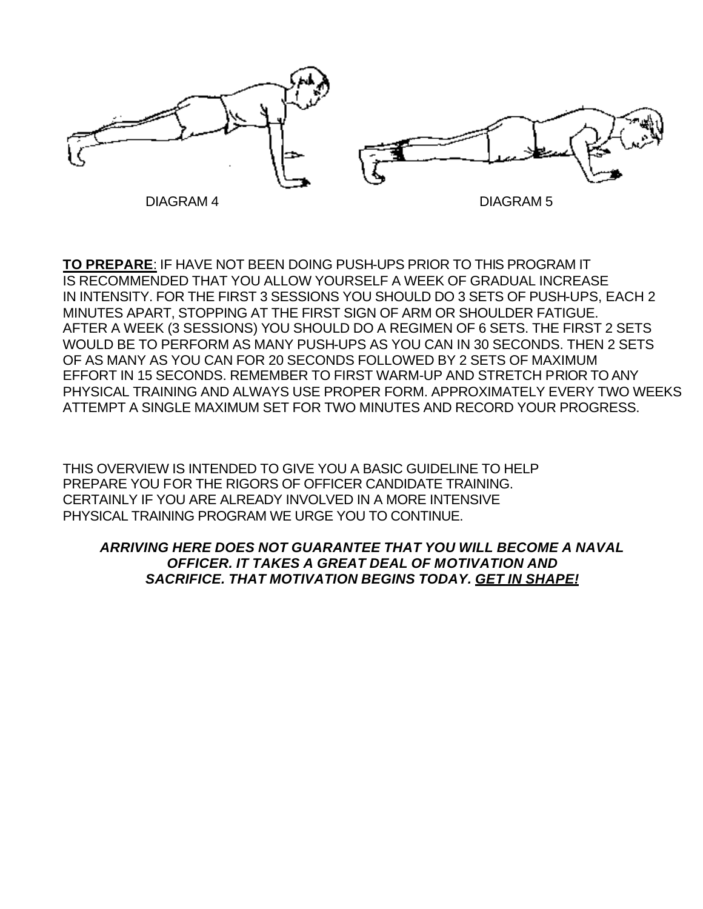DIAGRAM 4

DIAGRAM 5

**TO PREPARE**: IF HAVE NOT BEEN DOING PUSH-UPS PRIOR TO THIS PROGRAM IT IS RECOMMENDED THAT YOU ALLOW YOURSELF A WEEK OF GRADUAL INCREASE IN INTENSITY. FOR THE FIRST 3 SESSIONS YOU SHOULD DO 3 SETS OF PUSH-UPS, EACH 2 MINUTES APART, STOPPING AT THE FIRST SIGN OF ARM OR SHOULDER FATIGUE. AFTER A WEEK (3 SESSIONS) YOU SHOULD DO A REGIMEN OF 6 SETS. THE FIRST 2 SETS WOULD BE TO PERFORM AS MANY PUSH-UPS AS YOU CAN IN 30 SECONDS. THEN 2 SETS OF AS MANY AS YOU CAN FOR 20 SECONDS FOLLOWED BY 2 SETS OF MAXIMUM EFFORT IN 15 SECONDS. REMEMBER TO FIRST WARM-UP AND STRETCH PRIOR TO ANY PHYSICAL TRAINING AND ALWAYS USE PROPER FORM. APPROXIMATELY EVERY TWO WEEKS ATTEMPT A SINGLE MAXIMUM SET FOR TWO MINUTES AND RECORD YOUR PROGRESS.

THIS OVERVIEW IS INTENDED TO GIVE YOU A BASIC GUIDELINE TO HELP PREPARE YOU FOR THE RIGORS OF OFFICER CANDIDATE TRAINING. CERTAINLY IF YOU ARE ALREADY INVOLVED IN A MORE INTENSIVE PHYSICAL TRAINING PROGRAM WE URGE YOU TO CONTINUE.

***ARRIVING HERE DOES NOT GUARANTEE THAT YOU WILL BECOME A NAVAL OFFICER. IT TAKES A GREAT DEAL OF MOTIVATION AND SACRIFICE. THAT MOTIVATION BEGINS TODAY. <u>GET IN SHAPE!</u>***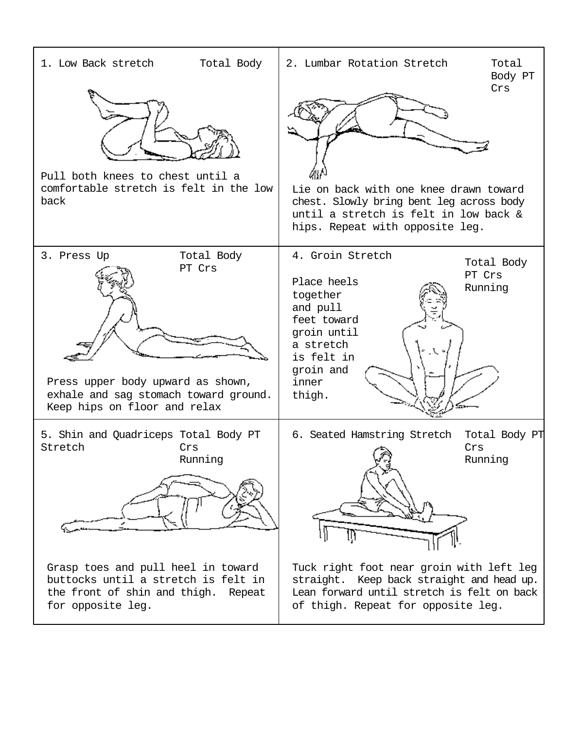| | |
|---|---|
| 1. Low Back stretch — Total Body<br><br>Pull both knees to chest until a comfortable stretch is felt in the low back | 2. Lumbar Rotation Stretch — Total Body PT Crs<br><br>Lie on back with one knee drawn toward chest. Slowly bring bent leg across body until a stretch is felt in low back & hips. Repeat with opposite leg. |
| 3. Press Up — Total Body PT Crs<br><br>Press upper body upward as shown, exhale and sag stomach toward ground. Keep hips on floor and relax | 4. Groin Stretch — Total Body PT Crs Running<br><br>Place heels together and pull feet toward groin until a stretch is felt in groin and inner thigh. |
| 5. Shin and Quadriceps Stretch — Total Body PT Crs Running<br><br>Grasp toes and pull heel in toward buttocks until a stretch is felt in the front of shin and thigh. Repeat for opposite leg. | 6. Seated Hamstring Stretch — Total Body PT Crs Running<br><br>Tuck right foot near groin with left leg straight. Keep back straight and head up. Lean forward until stretch is felt on back of thigh. Repeat for opposite leg. |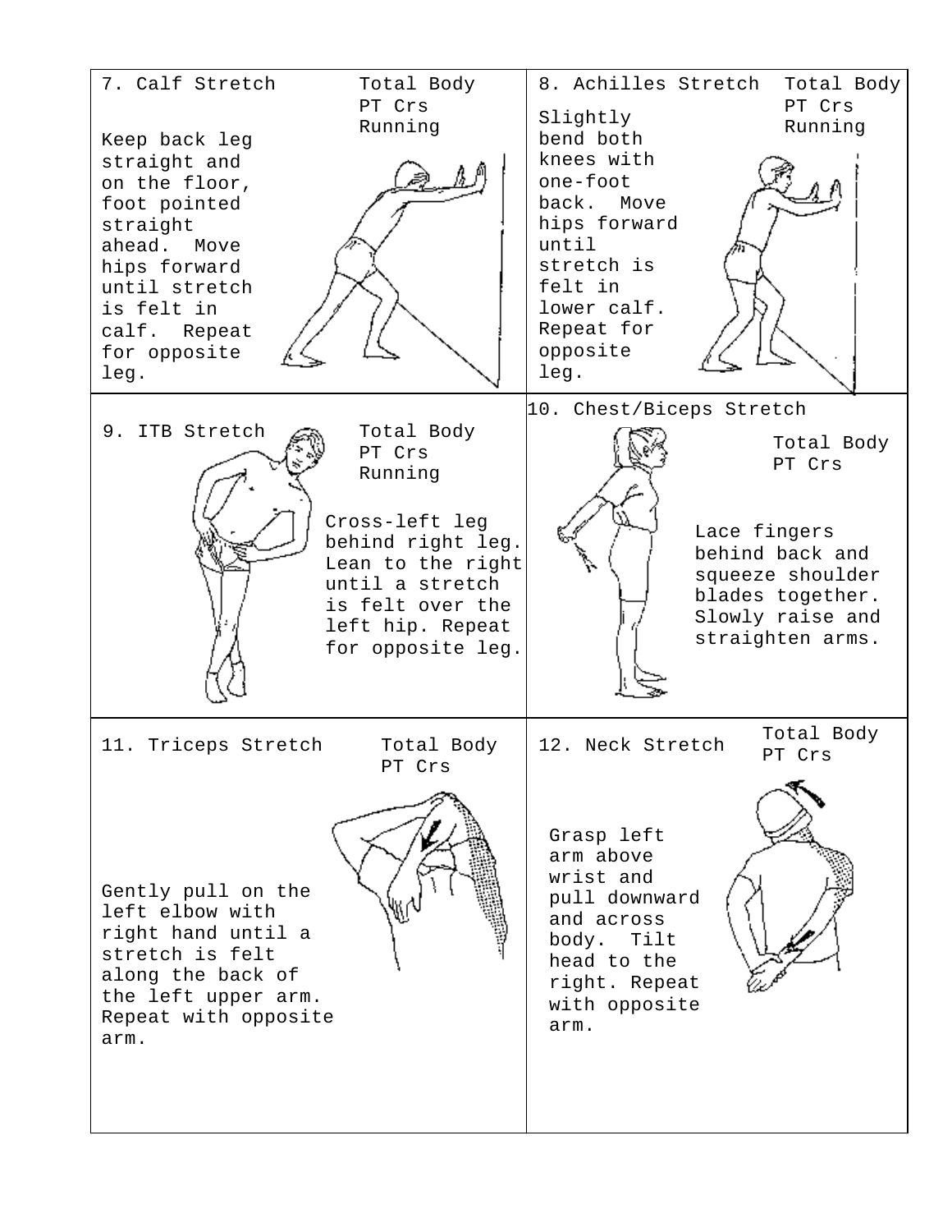### 7. Calf Stretch

Total Body
PT Crs
Running

Keep back leg straight and on the floor, foot pointed straight ahead. Move hips forward until stretch is felt in calf. Repeat for opposite leg.

### 8. Achilles Stretch

Total Body
PT Crs
Running

Slightly bend both knees with one-foot back. Move hips forward until stretch is felt in lower calf. Repeat for opposite leg.

### 9. ITB Stretch

Total Body
PT Crs
Running

Cross-left leg behind right leg. Lean to the right until a stretch is felt over the left hip. Repeat for opposite leg.

### 10. Chest/Biceps Stretch

Total Body
PT Crs

Lace fingers behind back and squeeze shoulder blades together. Slowly raise and straighten arms.

### 11. Triceps Stretch

Total Body
PT Crs

Gently pull on the left elbow with right hand until a stretch is felt along the back of the left upper arm. Repeat with opposite arm.

### 12. Neck Stretch

Total Body
PT Crs

Grasp left arm above wrist and pull downward and across body. Tilt head to the right. Repeat with opposite arm.